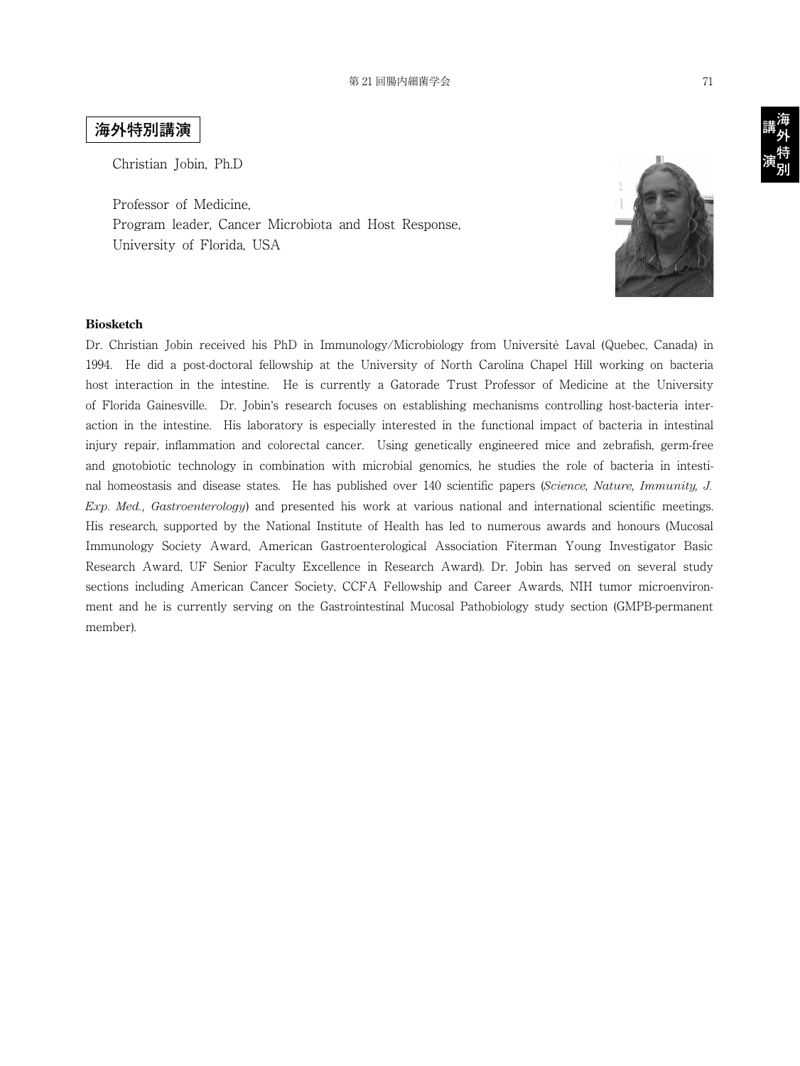# 海外特別講演

Christian Jobin, Ph.D

Professor of Medicine,
Program leader, Cancer Microbiota and Host Response,
University of Florida, USA

**Biosketch**

Dr. Christian Jobin received his PhD in Immunology/Microbiology from Université Laval (Quebec, Canada) in 1994. He did a post-doctoral fellowship at the University of North Carolina Chapel Hill working on bacteria host interaction in the intestine. He is currently a Gatorade Trust Professor of Medicine at the University of Florida Gainesville. Dr. Jobin's research focuses on establishing mechanisms controlling host-bacteria interaction in the intestine. His laboratory is especially interested in the functional impact of bacteria in intestinal injury repair, inflammation and colorectal cancer. Using genetically engineered mice and zebrafish, germ-free and gnotobiotic technology in combination with microbial genomics, he studies the role of bacteria in intestinal homeostasis and disease states. He has published over 140 scientific papers (*Science, Nature, Immunity, J. Exp. Med., Gastroenterology*) and presented his work at various national and international scientific meetings. His research, supported by the National Institute of Health has led to numerous awards and honours (Mucosal Immunology Society Award, American Gastroenterological Association Fiterman Young Investigator Basic Research Award, UF Senior Faculty Excellence in Research Award). Dr. Jobin has served on several study sections including American Cancer Society, CCFA Fellowship and Career Awards, NIH tumor microenvironment and he is currently serving on the Gastrointestinal Mucosal Pathobiology study section (GMPB-permanent member).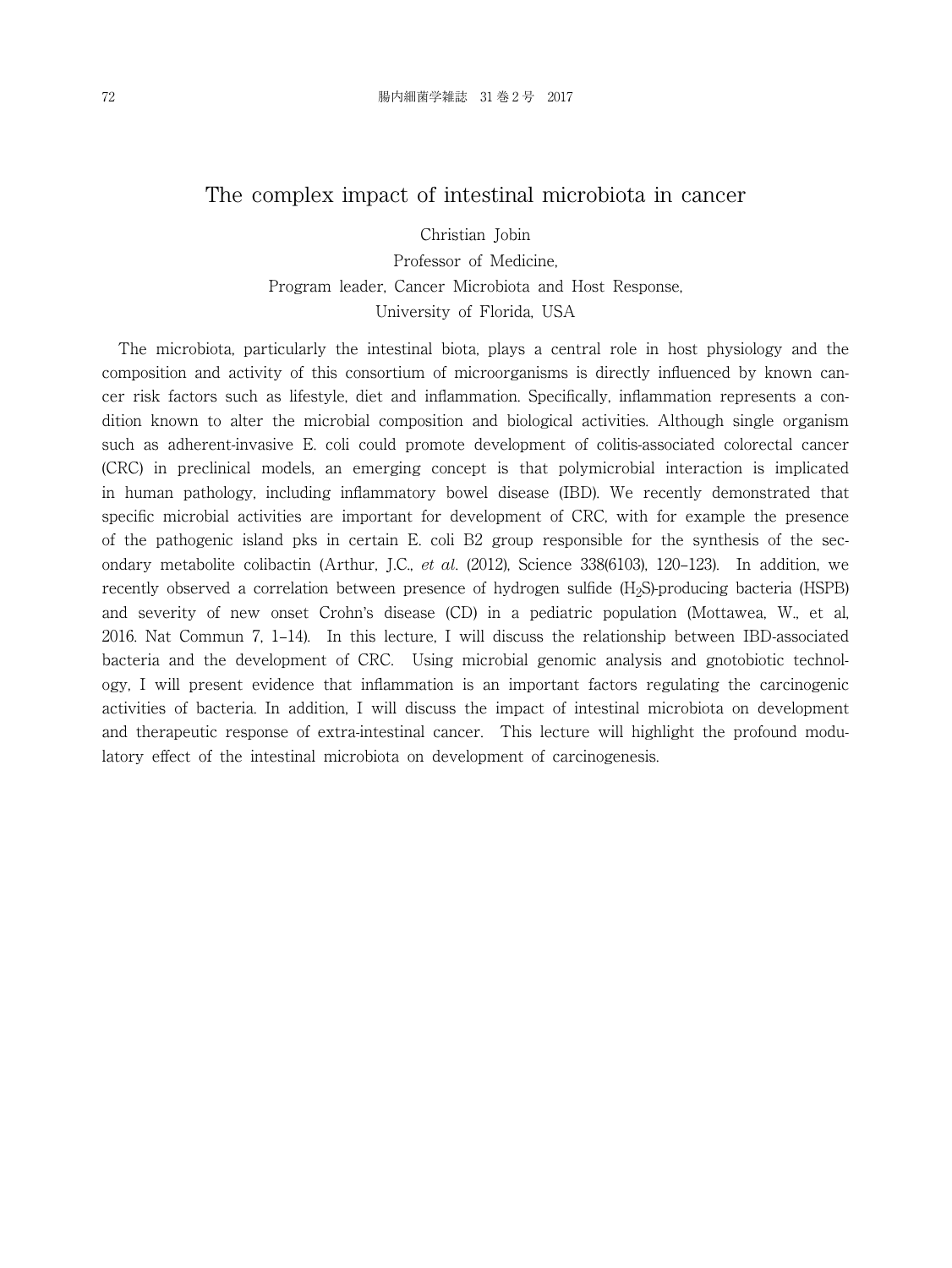# The complex impact of intestinal microbiota in cancer

Christian Jobin
Professor of Medicine,
Program leader, Cancer Microbiota and Host Response,
University of Florida, USA

The microbiota, particularly the intestinal biota, plays a central role in host physiology and the composition and activity of this consortium of microorganisms is directly influenced by known cancer risk factors such as lifestyle, diet and inflammation. Specifically, inflammation represents a condition known to alter the microbial composition and biological activities. Although single organism such as adherent-invasive E. coli could promote development of colitis-associated colorectal cancer (CRC) in preclinical models, an emerging concept is that polymicrobial interaction is implicated in human pathology, including inflammatory bowel disease (IBD). We recently demonstrated that specific microbial activities are important for development of CRC, with for example the presence of the pathogenic island pks in certain E. coli B2 group responsible for the synthesis of the secondary metabolite colibactin (Arthur, J.C., *et al.* (2012), Science 338(6103), 120–123). In addition, we recently observed a correlation between presence of hydrogen sulfide ($H_2S$)-producing bacteria (HSPB) and severity of new onset Crohn's disease (CD) in a pediatric population (Mottawea, W., et al, 2016. Nat Commun 7, 1–14). In this lecture, I will discuss the relationship between IBD-associated bacteria and the development of CRC. Using microbial genomic analysis and gnotobiotic technology, I will present evidence that inflammation is an important factors regulating the carcinogenic activities of bacteria. In addition, I will discuss the impact of intestinal microbiota on development and therapeutic response of extra-intestinal cancer. This lecture will highlight the profound modulatory effect of the intestinal microbiota on development of carcinogenesis.